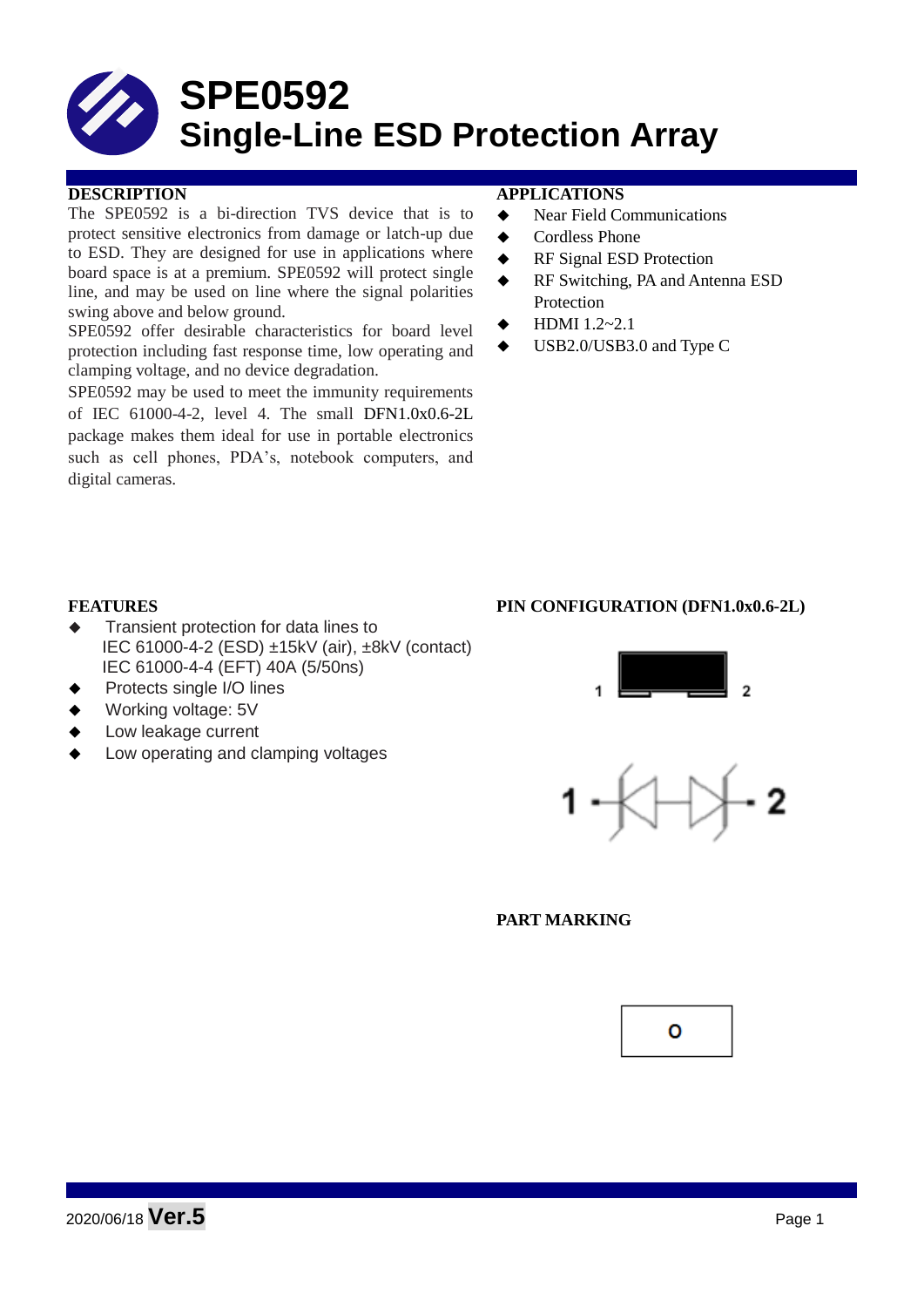# SPE0592
# Single-Line ESD Protection Array

## DESCRIPTION

The SPE0592 is a bi-direction TVS device that is to protect sensitive electronics from damage or latch-up due to ESD. They are designed for use in applications where board space is at a premium. SPE0592 will protect single line, and may be used on line where the signal polarities swing above and below ground.

SPE0592 offer desirable characteristics for board level protection including fast response time, low operating and clamping voltage, and no device degradation.

SPE0592 may be used to meet the immunity requirements of IEC 61000-4-2, level 4. The small DFN1.0x0.6-2L package makes them ideal for use in portable electronics such as cell phones, PDA's, notebook computers, and digital cameras.

## APPLICATIONS

- Near Field Communications
- Cordless Phone
- RF Signal ESD Protection
- RF Switching, PA and Antenna ESD Protection
- HDMI 1.2~2.1
- USB2.0/USB3.0 and Type C

## FEATURES

- Transient protection for data lines to IEC 61000-4-2 (ESD) ±15kV (air), ±8kV (contact) IEC 61000-4-4 (EFT) 40A (5/50ns)
- Protects single I/O lines
- Working voltage: 5V
- Low leakage current
- Low operating and clamping voltages

## PIN CONFIGURATION (DFN1.0x0.6-2L)

1 2

1 2

## PART MARKING

O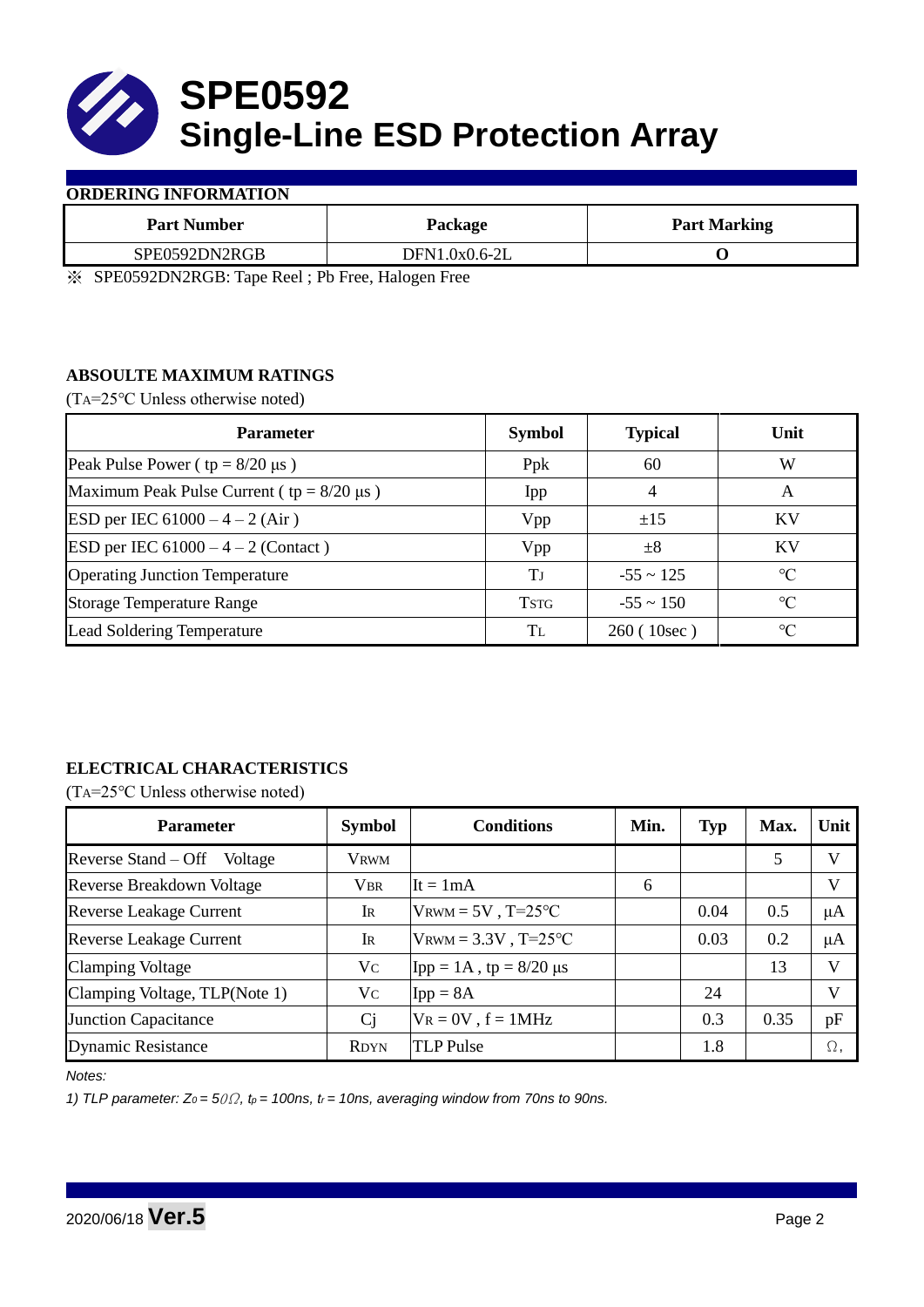# SPE0592
# Single-Line ESD Protection Array

## ORDERING INFORMATION

| Part Number | Package | Part Marking |
|---|---|---|
| SPE0592DN2RGB | DFN1.0x0.6-2L | O |

※ SPE0592DN2RGB: Tape Reel ; Pb Free, Halogen Free

## ABSOULTE MAXIMUM RATINGS

($T_A$=25℃ Unless otherwise noted)

| Parameter | Symbol | Typical | Unit |
|---|---|---|---|
| Peak Pulse Power ( tp = 8/20 μs ) | Ppk | 60 | W |
| Maximum Peak Pulse Current ( tp = 8/20 μs ) | Ipp | 4 | A |
| ESD per IEC 61000 – 4 – 2 (Air ) | Vpp | ±15 | KV |
| ESD per IEC 61000 – 4 – 2 (Contact ) | Vpp | ±8 | KV |
| Operating Junction Temperature | $T_J$ | -55 ~ 125 | ℃ |
| Storage Temperature Range | $T_{STG}$ | -55 ~ 150 | ℃ |
| Lead Soldering Temperature | $T_L$ | 260 ( 10sec ) | ℃ |

## ELECTRICAL CHARACTERISTICS

($T_A$=25℃ Unless otherwise noted)

| Parameter | Symbol | Conditions | Min. | Typ | Max. | Unit |
|---|---|---|---|---|---|---|
| Reverse Stand – Off Voltage | $V_{RWM}$ | | | | 5 | V |
| Reverse Breakdown Voltage | $V_{BR}$ | It = 1mA | 6 | | | V |
| Reverse Leakage Current | $I_R$ | $V_{RWM}$ = 5V , T=25℃ | | 0.04 | 0.5 | μA |
| Reverse Leakage Current | $I_R$ | $V_{RWM}$ = 3.3V , T=25℃ | | 0.03 | 0.2 | μA |
| Clamping Voltage | $V_C$ | Ipp = 1A , tp = 8/20 μs | | | 13 | V |
| Clamping Voltage, TLP(Note 1) | $V_C$ | Ipp = 8A | | 24 | | V |
| Junction Capacitance | Cj | $V_R$ = 0V , f = 1MHz | | 0.3 | 0.35 | pF |
| Dynamic Resistance | $R_{DYN}$ | TLP Pulse | | 1.8 | | Ω. |

*Notes:*

*1) TLP parameter: $Z_0$ = 50Ω, $t_p$ = 100ns, $t_r$ = 10ns, averaging window from 70ns to 90ns.*

2020/06/18 **Ver.5**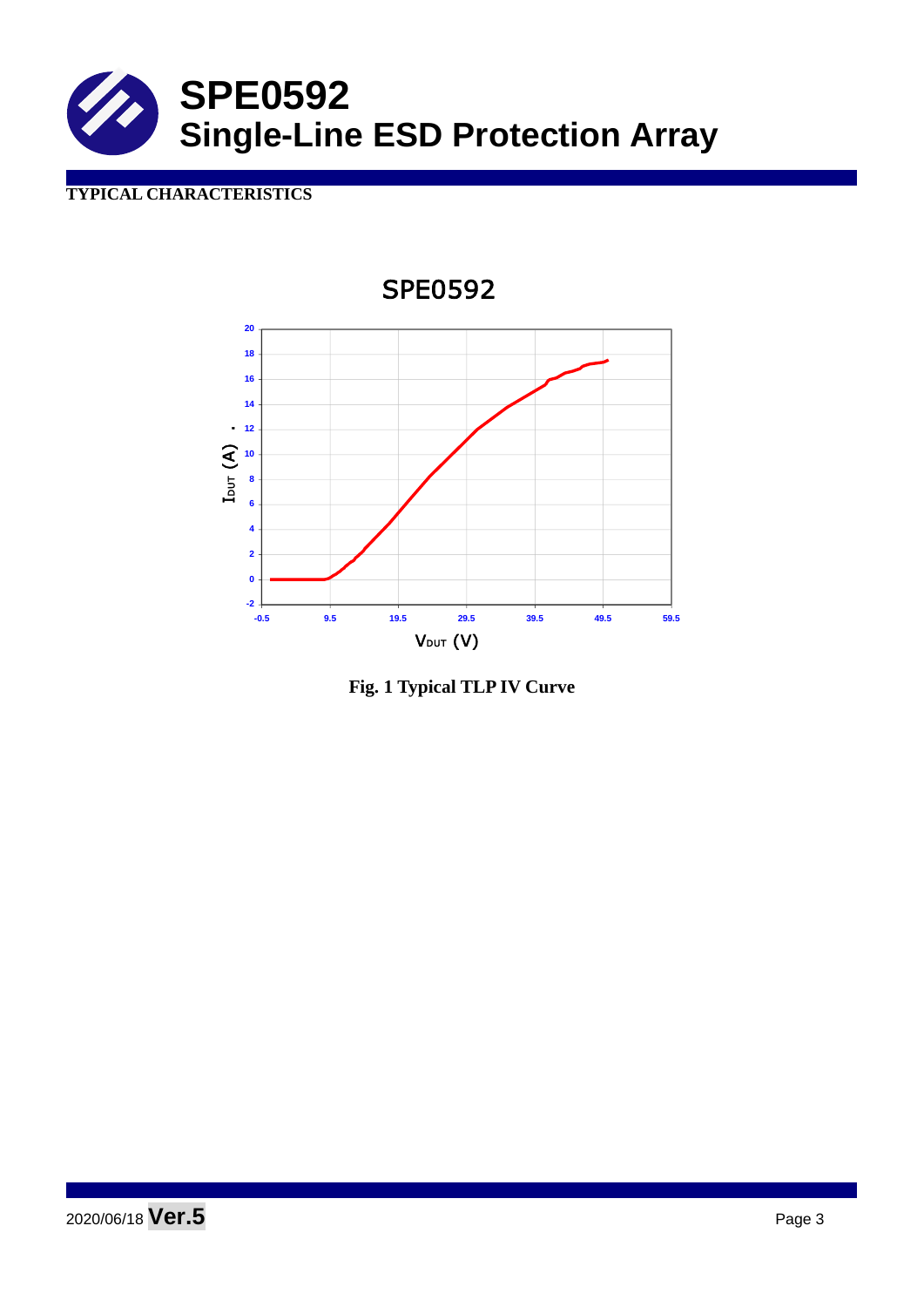# SPE0592
# Single-Line ESD Protection Array

## TYPICAL CHARACTERISTICS

**Fig. 1 Typical TLP IV Curve**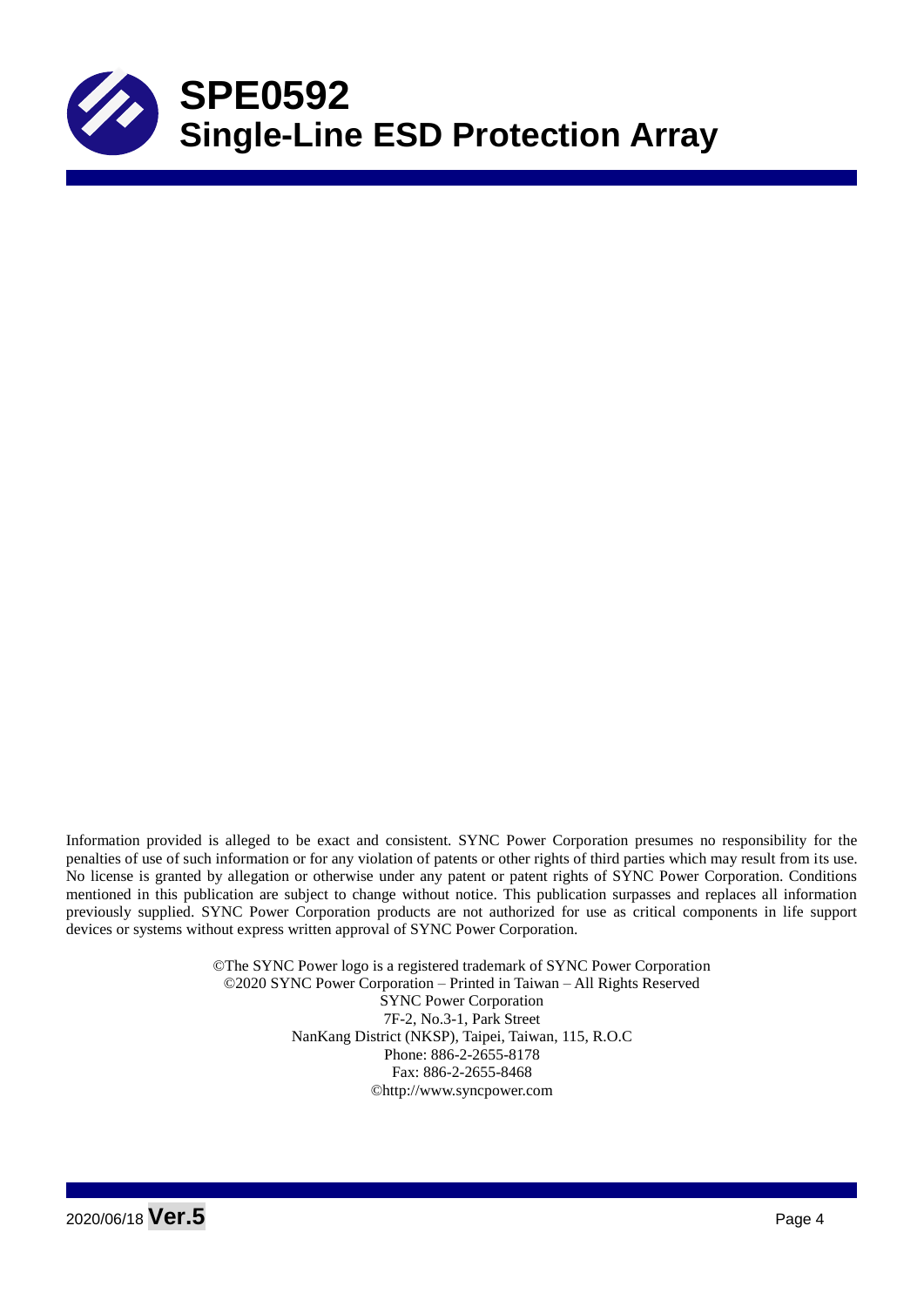Information provided is alleged to be exact and consistent. SYNC Power Corporation presumes no responsibility for the penalties of use of such information or for any violation of patents or other rights of third parties which may result from its use. No license is granted by allegation or otherwise under any patent or patent rights of SYNC Power Corporation. Conditions mentioned in this publication are subject to change without notice. This publication surpasses and replaces all information previously supplied. SYNC Power Corporation products are not authorized for use as critical components in life support devices or systems without express written approval of SYNC Power Corporation.

©The SYNC Power logo is a registered trademark of SYNC Power Corporation
©2020 SYNC Power Corporation – Printed in Taiwan – All Rights Reserved
SYNC Power Corporation
7F-2, No.3-1, Park Street
NanKang District (NKSP), Taipei, Taiwan, 115, R.O.C
Phone: 886-2-2655-8178
Fax: 886-2-2655-8468
©http://www.syncpower.com